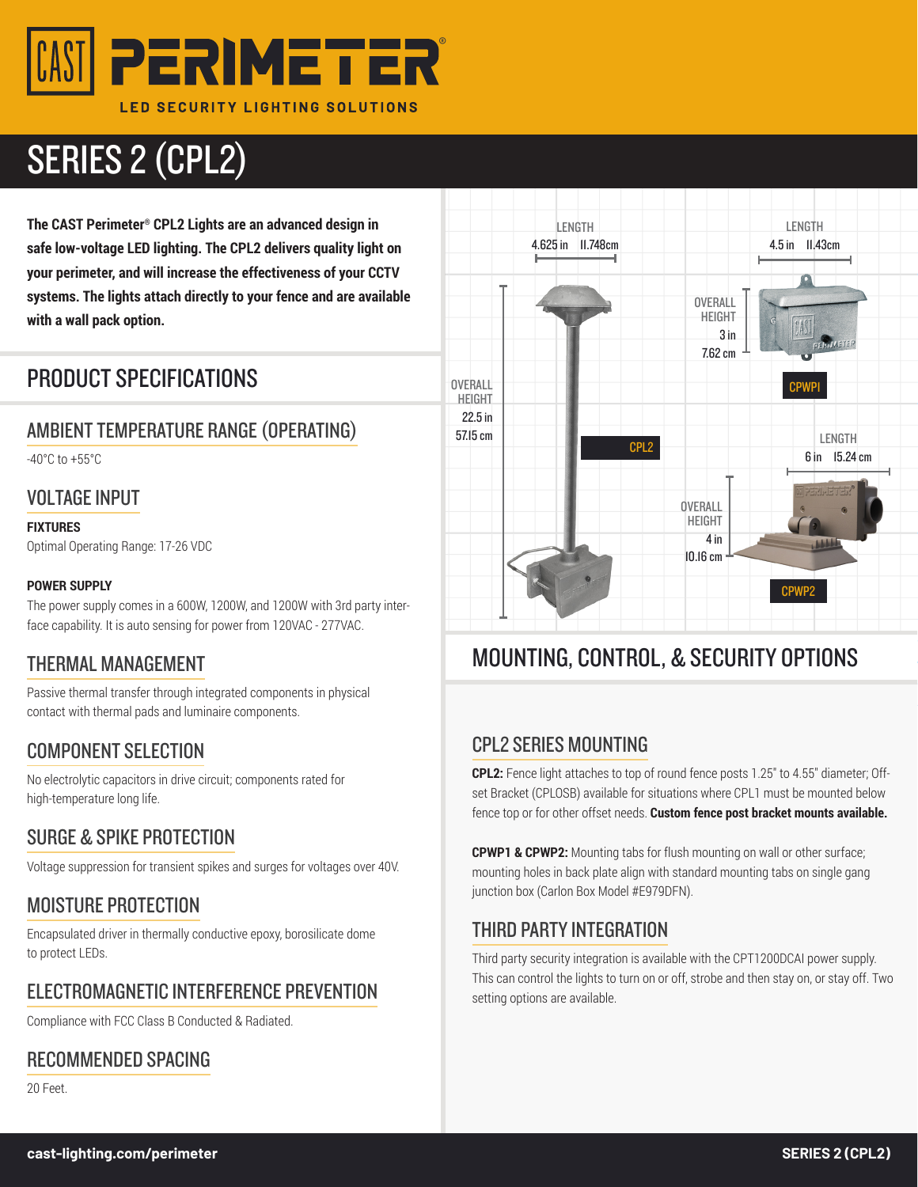CAST PERIMETER®

LED SECURITY LIGHTING SOLUTIONS

# SERIES 2 (CPL2)

**The CAST Perimeter® CPL2 Lights are an advanced design in safe low-voltage LED lighting. The CPL2 delivers quality light on your perimeter, and will increase the effectiveness of your CCTV systems. The lights attach directly to your fence and are available with a wall pack option.**

## PRODUCT SPECIFICATIONS

### AMBIENT TEMPERATURE RANGE (OPERATING)

-40°C to +55°C

### VOLTAGE INPUT

**FIXTURES**

Optimal Operating Range: 17-26 VDC

**POWER SUPPLY**

The power supply comes in a 600W, 1200W, and 1200W with 3rd party interface capability. It is auto sensing for power from 120VAC - 277VAC.

### THERMAL MANAGEMENT

Passive thermal transfer through integrated components in physical contact with thermal pads and luminaire components.

### COMPONENT SELECTION

No electrolytic capacitors in drive circuit; components rated for high-temperature long life.

### SURGE & SPIKE PROTECTION

Voltage suppression for transient spikes and surges for voltages over 40V.

### MOISTURE PROTECTION

Encapsulated driver in thermally conductive epoxy, borosilicate dome to protect LEDs.

### ELECTROMAGNETIC INTERFERENCE PREVENTION

Compliance with FCC Class B Conducted & Radiated.

### RECOMMENDED SPACING

20 Feet.

CPL2 — LENGTH 4.625 in 11.748cm; OVERALL HEIGHT 22.5 in 57.15 cm

CPWP1 — LENGTH 4.5 in 11.43cm; OVERALL HEIGHT 3 in 7.62 cm

CPWP2 — LENGTH 6 in 15.24 cm; OVERALL HEIGHT 4 in 10.16 cm

## MOUNTING, CONTROL, & SECURITY OPTIONS

### CPL2 SERIES MOUNTING

**CPL2:** Fence light attaches to top of round fence posts 1.25" to 4.55" diameter; Offset Bracket (CPLOSB) available for situations where CPL1 must be mounted below fence top or for other offset needs. **Custom fence post bracket mounts available.**

**CPWP1 & CPWP2:** Mounting tabs for flush mounting on wall or other surface; mounting holes in back plate align with standard mounting tabs on single gang junction box (Carlon Box Model #E979DFN).

### THIRD PARTY INTEGRATION

Third party security integration is available with the CPT1200DCAI power supply. This can control the lights to turn on or off, strobe and then stay on, or stay off. Two setting options are available.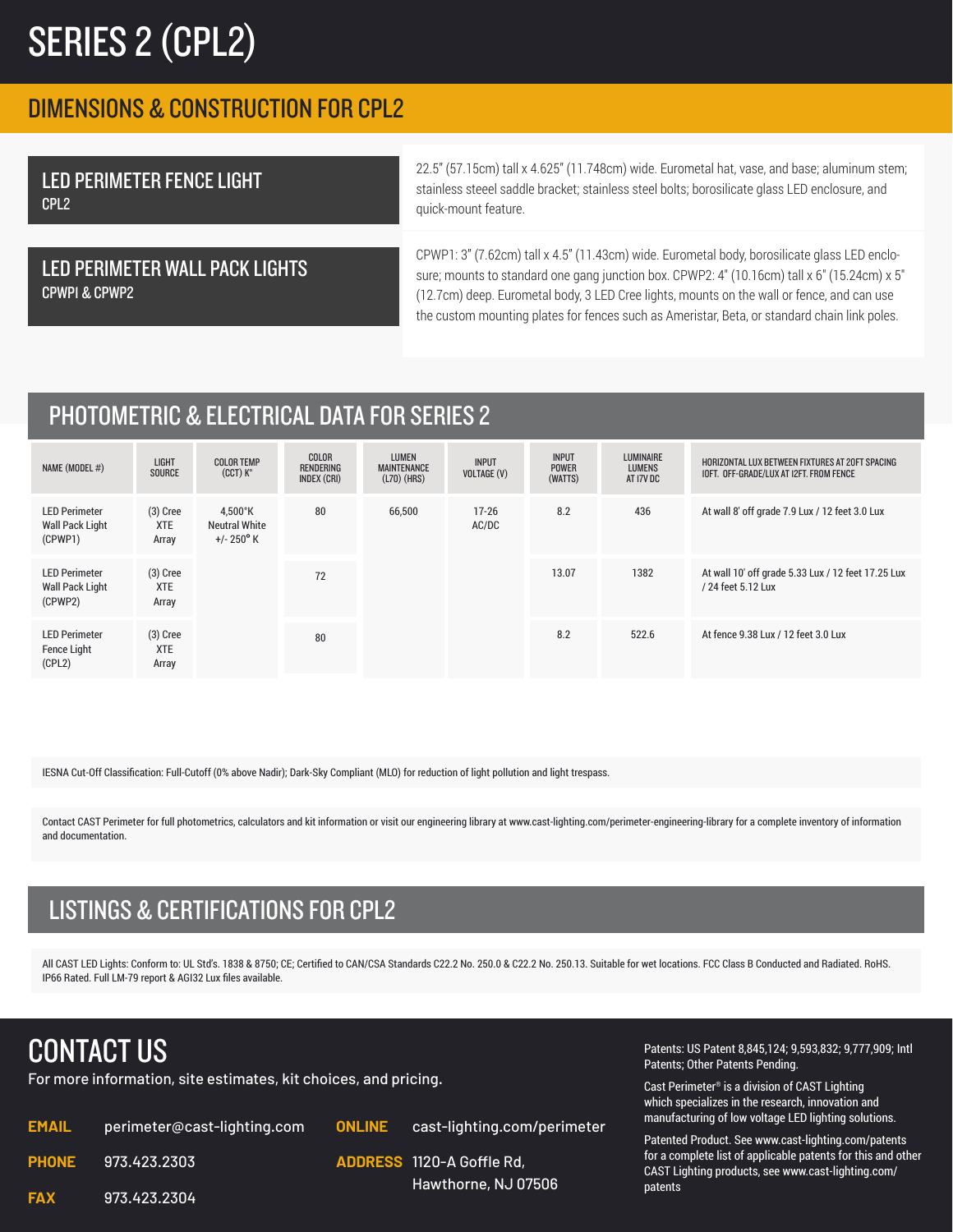# SERIES 2 (CPL2)

## DIMENSIONS & CONSTRUCTION FOR CPL2

### LED PERIMETER FENCE LIGHT
CPL2

22.5" (57.15cm) tall x 4.625" (11.748cm) wide. Eurometal hat, vase, and base; aluminum stem; stainless steeel saddle bracket; stainless steel bolts; borosilicate glass LED enclosure, and quick-mount feature.

### LED PERIMETER WALL PACK LIGHTS
CPWPI & CPWP2

CPWP1: 3" (7.62cm) tall x 4.5" (11.43cm) wide. Eurometal body, borosilicate glass LED enclosure; mounts to standard one gang junction box. CPWP2: 4" (10.16cm) tall x 6" (15.24cm) x 5" (12.7cm) deep. Eurometal body, 3 LED Cree lights, mounts on the wall or fence, and can use the custom mounting plates for fences such as Ameristar, Beta, or standard chain link poles.

## PHOTOMETRIC & ELECTRICAL DATA FOR SERIES 2

| NAME (MODEL #) | LIGHT SOURCE | COLOR TEMP (CCT) K° | COLOR RENDERING INDEX (CRI) | LUMEN MAINTENANCE (L70) (HRS) | INPUT VOLTAGE (V) | INPUT POWER (WATTS) | LUMINAIRE LUMENS AT I7V DC | HORIZONTAL LUX BETWEEN FIXTURES AT 20FT SPACING I0FT. OFF-GRADE/LUX AT I2FT. FROM FENCE |
|---|---|---|---|---|---|---|---|---|
| LED Perimeter Wall Pack Light (CPWP1) | (3) Cree XTE Array | 4,500°K Neutral White +/- 250° K | 80 | 66,500 | 17-26 AC/DC | 8.2 | 436 | At wall 8' off grade 7.9 Lux / 12 feet 3.0 Lux |
| LED Perimeter Wall Pack Light (CPWP2) | (3) Cree XTE Array | | 72 | | | 13.07 | 1382 | At wall 10' off grade 5.33 Lux / 12 feet 17.25 Lux / 24 feet 5.12 Lux |
| LED Perimeter Fence Light (CPL2) | (3) Cree XTE Array | | 80 | | | 8.2 | 522.6 | At fence 9.38 Lux / 12 feet 3.0 Lux |

IESNA Cut-Off Classification: Full-Cutoff (0% above Nadir); Dark-Sky Compliant (MLO) for reduction of light pollution and light trespass.

Contact CAST Perimeter for full photometrics, calculators and kit information or visit our engineering library at www.cast-lighting.com/perimeter-engineering-library for a complete inventory of information and documentation.

## LISTINGS & CERTIFICATIONS FOR CPL2

All CAST LED Lights: Conform to: UL Std's. 1838 & 8750; CE; Certified to CAN/CSA Standards C22.2 No. 250.0 & C22.2 No. 250.13. Suitable for wet locations. FCC Class B Conducted and Radiated. RoHS. IP66 Rated. Full LM-79 report & AGI32 Lux files available.

## CONTACT US

For more information, site estimates, kit choices, and pricing.

**EMAIL** perimeter@cast-lighting.com

**PHONE** 973.423.2303

**FAX** 973.423.2304

**ONLINE** cast-lighting.com/perimeter

**ADDRESS** 1120-A Goffle Rd, Hawthorne, NJ 07506

Patents: US Patent 8,845,124; 9,593,832; 9,777,909; Intl Patents; Other Patents Pending.

Cast Perimeter® is a division of CAST Lighting which specializes in the research, innovation and manufacturing of low voltage LED lighting solutions.

Patented Product. See www.cast-lighting.com/patents for a complete list of applicable patents for this and other CAST Lighting products, see www.cast-lighting.com/patents